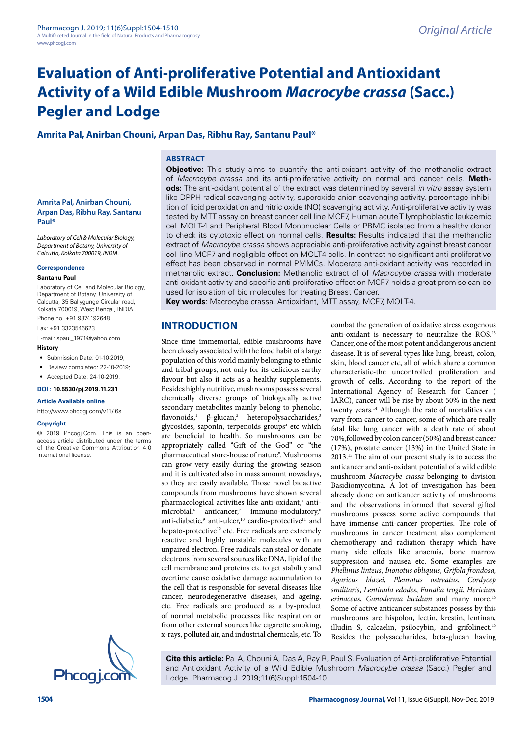# Evaluation of Anti-proliferative Potential and Antioxidant Activity of a Wild Edible Mushroom *Macrocybe crassa* (Sacc.) Pegler and Lodge

**Amrita Pal, Anirban Chouni, Arpan Das, Ribhu Ray, Santanu Paul***

**Amrita Pal, Anirban Chouni, Arpan Das, Ribhu Ray, Santanu Paul***

*Laboratory of Cell & Molecular Biology, Department of Botany, University of Calcutta, Kolkata 700019, INDIA.*

**Correspondence**

**Santanu Paul**

Laboratory of Cell and Molecular Biology, Department of Botany, University of Calcutta, 35 Ballygunge Circular road, Kolkata 700019, West Bengal, INDIA.

Phone no. +91 9874192648

Fax: +91 3323546623

E-mail: spaul_1971@yahoo.com

**History**

- Submission Date: 01-10-2019;
- Review completed: 22-10-2019;
- Accepted Date: 24-10-2019.

**DOI : 10.5530/pj.2019.11.231**

**Article Available online**

http://www.phcogj.com/v11/i6s

**Copyright**

© 2019 Phcogj.Com. This is an open-access article distributed under the terms of the Creative Commons Attribution 4.0 International license.

## ABSTRACT

**Objective:** This study aims to quantify the anti-oxidant activity of the methanolic extract of *Macrocybe crassa* and its anti-proliferative activity on normal and cancer cells. **Methods:** The anti-oxidant potential of the extract was determined by several *in vitro* assay system like DPPH radical scavenging activity, superoxide anion scavenging activity, percentage inhibition of lipid peroxidation and nitric oxide (NO) scavenging activity. Anti-proliferative activity was tested by MTT assay on breast cancer cell line MCF7, Human acute T lymphoblastic leukaemic cell MOLT-4 and Peripheral Blood Mononuclear Cells or PBMC isolated from a healthy donor to check its cytotoxic effect on normal cells. **Results:** Results indicated that the methanolic extract of *Macrocybe crassa* shows appreciable anti-proliferative activity against breast cancer cell line MCF7 and negligible effect on MOLT4 cells. In contrast no significant anti-proliferative effect has been observed in normal PMMCs. Moderate anti-oxidant activity was recorded in methanolic extract. **Conclusion:** Methanolic extract of of *Macrocybe crassa* with moderate anti-oxidant activity and specific anti-proliferative effect on MCF7 holds a great promise can be used for isolation of bio molecules for treating Breast Cancer.

**Key words**: Macrocybe crassa, Antioxidant, MTT assay, MCF7, MOLT-4.

## INTRODUCTION

Since time immemorial, edible mushrooms have been closely associated with the food habit of a large population of this world mainly belonging to ethnic and tribal groups, not only for its delicious earthy flavour but also it acts as a healthy supplements. Besides highly nutritive, mushrooms possess several chemically diverse groups of biologically active secondary metabolites mainly belong to phenolic, flavonoids,[1] β-glucan,[2] heteropolysaccharides,[3] glycosides, saponin, terpenoids groups[4] etc which are beneficial to health. So mushrooms can be appropriately called "Gift of the God" or "the pharmaceutical store-house of nature". Mushrooms can grow very easily during the growing season and it is cultivated also in mass amount nowadays, so they are easily available. Those novel bioactive compounds from mushrooms have shown several pharmacological activities like anti-oxidant,[5] anti-microbial,[6] anticancer,[7] immuno-modulatory,[8] anti-diabetic,[9] anti-ulcer,[10] cardio-protective[11] and hepato-protective[12] etc. Free radicals are extremely reactive and highly unstable molecules with an unpaired electron. Free radicals can steal or donate electrons from several sources like DNA, lipid of the cell membrane and proteins etc to get stability and overtime cause oxidative damage accumulation to the cell that is responsible for several diseases like cancer, neurodegenerative diseases, and ageing, etc. Free radicals are produced as a by-product of normal metabolic processes like respiration or from other external sources like cigarette smoking, x-rays, polluted air, and industrial chemicals, etc. To combat the generation of oxidative stress exogenous anti-oxidant is necessary to neutralize the ROS.[13] Cancer, one of the most potent and dangerous ancient disease. It is of several types like lung, breast, colon, skin, blood cancer etc, all of which share a common characteristic-the uncontrolled proliferation and growth of cells. According to the report of the International Agency of Research for Cancer ( IARC), cancer will be rise by about 50% in the next twenty years.[14] Although the rate of mortalities can vary from cancer to cancer, some of which are really fatal like lung cancer with a death rate of about 70%,followed by colon cancer (50%) and breast cancer (17%), prostate cancer (13%) in the United State in 2013.[15] The aim of our present study is to access the anticancer and anti-oxidant potential of a wild edible mushroom *Macrocybe crassa* belonging to division Basidiomycotina. A lot of investigation has been already done on anticancer activity of mushrooms and the observations informed that several gifted mushrooms possess some active compounds that have immense anti-cancer properties. The role of mushrooms in cancer treatment also complement chemotherapy and radiation therapy which have many side effects like anaemia, bone marrow suppression and nausea etc. Some examples are *Phellinus linteus*, *Inonotus obliquus*, *Grifola frondosa*, *Agaricus blazei*, *Pleurotus ostreatus*, *Cordycep smilitaris*, *Lentinula edodes*, *Funalia trogii*, *Hericium erinaceus*, *Ganoderma lucidum* and many more.[16] Some of active anticancer substances possess by this mushrooms are hispolon, lectin, krestin, lentinan, illudin S, calcaelin, psilocybin, and grifolinect.[16] Besides the polysaccharides, beta-glucan having

**Cite this article:** Pal A, Chouni A, Das A, Ray R, Paul S. Evaluation of Anti-proliferative Potential and Antioxidant Activity of a Wild Edible Mushroom *Macrocybe crassa* (Sacc.) Pegler and Lodge. Pharmacog J. 2019;11(6)Suppl:1504-10.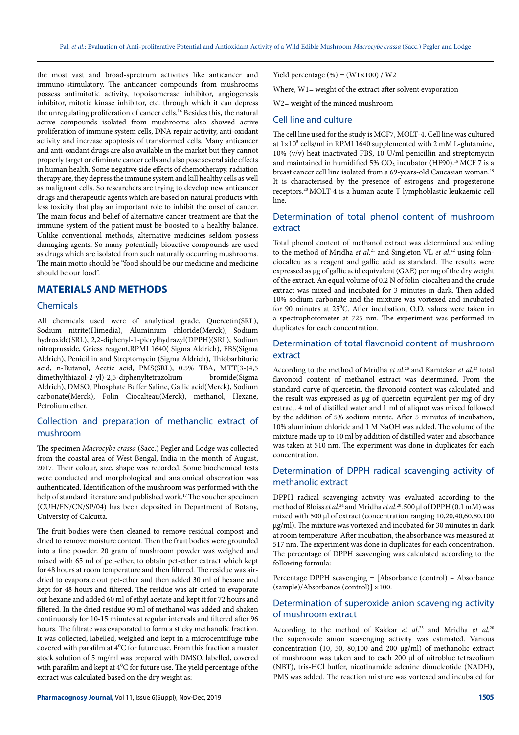the most vast and broad-spectrum activities like anticancer and immuno-stimulatory. The anticancer compounds from mushrooms possess antimitotic activity, topoisomerase inhibitor, angiogenesis inhibitor, mitotic kinase inhibitor, etc. through which it can depress the unregulating proliferation of cancer cells.[16] Besides this, the natural active compounds isolated from mushrooms also showed active proliferation of immune system cells, DNA repair activity, anti-oxidant activity and increase apoptosis of transformed cells. Many anticancer and anti-oxidant drugs are also available in the market but they cannot properly target or eliminate cancer cells and also pose several side effects in human health. Some negative side effects of chemotherapy, radiation therapy are, they depress the immune system and kill healthy cells as well as malignant cells. So researchers are trying to develop new anticancer drugs and therapeutic agents which are based on natural products with less toxicity that play an important role to inhibit the onset of cancer. The main focus and belief of alternative cancer treatment are that the immune system of the patient must be boosted to a healthy balance. Unlike conventional methods, alternative medicines seldom possess damaging agents. So many potentially bioactive compounds are used as drugs which are isolated from such naturally occurring mushrooms. The main motto should be "food should be our medicine and medicine should be our food".

## MATERIALS AND METHODS

### Chemicals

All chemicals used were of analytical grade. Quercetin(SRL), Sodium nitrite(Himedia), Aluminium chloride(Merck), Sodium hydroxide(SRL), 2,2-diphenyl-1-picrylhydrazyl(DPPH)(SRL), Sodium nitroprusside, Griess reagent,RPMI 1640( Sigma Aldrich), FBS(Sigma Aldrich), Penicillin and Streptomycin (Sigma Aldrich), Thiobarbituric acid, n-Butanol, Acetic acid, PMS(SRL), 0.5% TBA, MTT[3-(4,5 dimethylthiazol-2-yl)-2,5-diphenyltetrazolium bromide(Sigma Aldrich), DMSO, Phosphate Buffer Saline, Gallic acid(Merck), Sodium carbonate(Merck), Folin Ciocalteau(Merck), methanol, Hexane, Petrolium ether.

### Collection and preparation of methanolic extract of mushroom

The specimen *Macrocybe crassa* (Sacc.) Pegler and Lodge was collected from the coastal area of West Bengal, India in the month of August, 2017. Their colour, size, shape was recorded. Some biochemical tests were conducted and morphological and anatomical observation was authenticated. Identification of the mushroom was performed with the help of standard literature and published work.[17] The voucher specimen (CUH/FN/CN/SP/04) has been deposited in Department of Botany, University of Calcutta.

The fruit bodies were then cleaned to remove residual compost and dried to remove moisture content. Then the fruit bodies were grounded into a fine powder. 20 gram of mushroom powder was weighed and mixed with 65 ml of pet-ether, to obtain pet-ether extract which kept for 48 hours at room temperature and then filtered. The residue was air-dried to evaporate out pet-ether and then added 30 ml of hexane and kept for 48 hours and filtered. The residue was air-dried to evaporate out hexane and added 60 ml of ethyl acetate and kept it for 72 hours and filtered. In the dried residue 90 ml of methanol was added and shaken continuously for 10-15 minutes at regular intervals and filtered after 96 hours. The filtrate was evaporated to form a sticky methanolic fraction. It was collected, labelled, weighed and kept in a microcentrifuge tube covered with parafilm at $4^0$C for future use. From this fraction a master stock solution of 5 mg/ml was prepared with DMSO, labelled, covered with parafilm and kept at $4^0$C for future use. The yield percentage of the extract was calculated based on the dry weight as:

Yield percentage (%) = (W1×100) / W2

Where, W1= weight of the extract after solvent evaporation

W2= weight of the minced mushroom

### Cell line and culture

The cell line used for the study is MCF7, MOLT-4. Cell line was cultured at $1\times10^5$ cells/ml in RPMI 1640 supplemented with 2 mM L-glutamine, 10% (v/v) heat inactivated FBS, 10 U/ml penicillin and streptomycin and maintained in humidified 5% $CO_2$ incubator (HF90).[18] MCF 7 is a breast cancer cell line isolated from a 69-years-old Caucasian woman.[19] It is characterised by the presence of estrogens and progesterone receptors.[20] MOLT-4 is a human acute T lymphoblastic leukaemic cell line.

### Determination of total phenol content of mushroom extract

Total phenol content of methanol extract was determined according to the method of Mridha *et al.*[21] and Singleton VL *et al.*[22] using folin-ciocalteu as a reagent and gallic acid as standard. The results were expressed as µg of gallic acid equivalent (GAE) per mg of the dry weight of the extract. An equal volume of 0.2 N of folin-ciocalteu and the crude extract was mixed and incubated for 3 minutes in dark. Then added 10% sodium carbonate and the mixture was vortexed and incubated for 90 minutes at $25^0$C. After incubation, O.D. values were taken in a spectrophotometer at 725 nm. The experiment was performed in duplicates for each concentration.

### Determination of total flavonoid content of mushroom extract

According to the method of Mridha *et al.*[20] and Kamtekar *et al.*[23] total flavonoid content of methanol extract was determined. From the standard curve of quercetin, the flavonoid content was calculated and the result was expressed as µg of quercetin equivalent per mg of dry extract. 4 ml of distilled water and 1 ml of aliquot was mixed followed by the addition of 5% sodium nitrite. After 5 minutes of incubation, 10% aluminium chloride and 1 M NaOH was added. The volume of the mixture made up to 10 ml by addition of distilled water and absorbance was taken at 510 nm. The experiment was done in duplicates for each concentration.

### Determination of DPPH radical scavenging activity of methanolic extract

DPPH radical scavenging activity was evaluated according to the method of Bloiss *et al.*[24] and Mridha *et al.*[20]. 500 µl of DPPH (0.1 mM) was mixed with 500 µl of extract (concentration ranging 10,20,40,60,80,100 µg/ml). The mixture was vortexed and incubated for 30 minutes in dark at room temperature. After incubation, the absorbance was measured at 517 nm. The experiment was done in duplicates for each concentration. The percentage of DPPH scavenging was calculated according to the following formula:

Percentage DPPH scavenging = [Absorbance (control) – Absorbance (sample)/Absorbance (control)] ×100.

### Determination of superoxide anion scavenging activity of mushroom extract

According to the method of Kakkar *et al.*[25] and Mridha *et al.*[20] the superoxide anion scavenging activity was estimated. Various concentration (10, 50, 80,100 and 200 µg/ml) of methanolic extract of mushroom was taken and to each 200 µl of nitroblue tetrazolium (NBT), tris-HCl buffer, nicotinamide adenine dinucleotide (NADH), PMS was added. The reaction mixture was vortexed and incubated for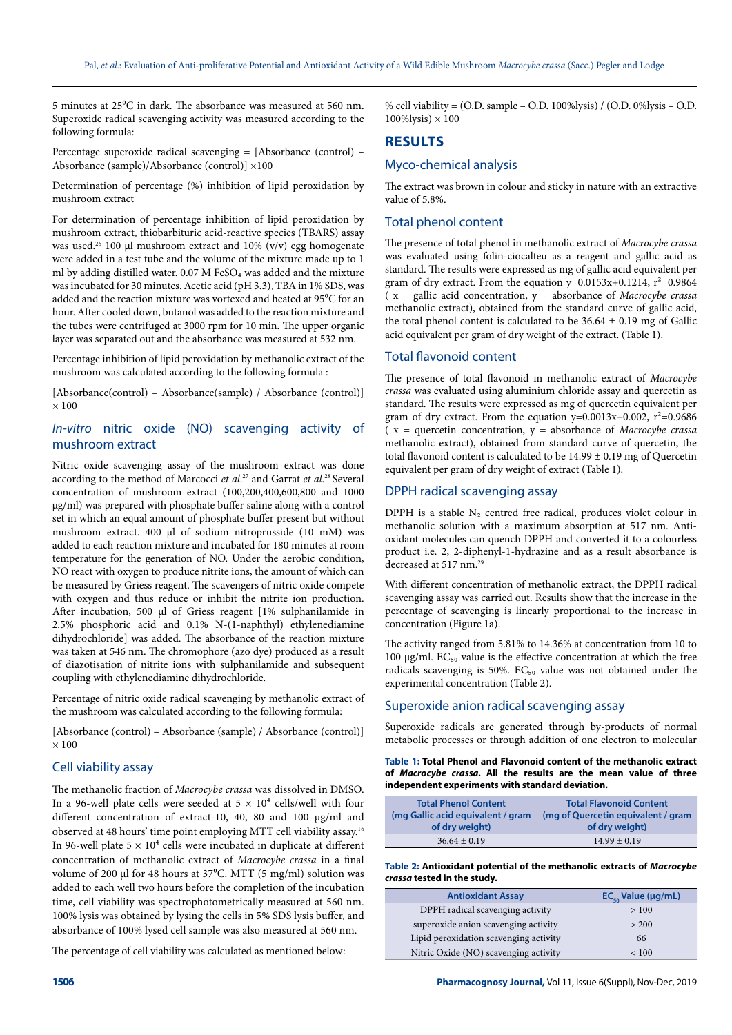5 minutes at 25°C in dark. The absorbance was measured at 560 nm. Superoxide radical scavenging activity was measured according to the following formula:

Percentage superoxide radical scavenging = [Absorbance (control) – Absorbance (sample)/Absorbance (control)] ×100

Determination of percentage (%) inhibition of lipid peroxidation by mushroom extract

For determination of percentage inhibition of lipid peroxidation by mushroom extract, thiobarbituric acid-reactive species (TBARS) assay was used.[26] 100 µl mushroom extract and 10% (v/v) egg homogenate were added in a test tube and the volume of the mixture made up to 1 ml by adding distilled water. 0.07 M $FeSO_4$ was added and the mixture was incubated for 30 minutes. Acetic acid (pH 3.3), TBA in 1% SDS, was added and the reaction mixture was vortexed and heated at 95°C for an hour. After cooled down, butanol was added to the reaction mixture and the tubes were centrifuged at 3000 rpm for 10 min. The upper organic layer was separated out and the absorbance was measured at 532 nm.

Percentage inhibition of lipid peroxidation by methanolic extract of the mushroom was calculated according to the following formula :

[Absorbance(control) – Absorbance(sample) / Absorbance (control)] × 100

## *In-vitro* nitric oxide (NO) scavenging activity of mushroom extract

Nitric oxide scavenging assay of the mushroom extract was done according to the method of Marcocci *et al.*[27] and Garrat *et al.*[28] Several concentration of mushroom extract (100,200,400,600,800 and 1000 µg/ml) was prepared with phosphate buffer saline along with a control set in which an equal amount of phosphate buffer present but without mushroom extract. 400 µl of sodium nitroprusside (10 mM) was added to each reaction mixture and incubated for 180 minutes at room temperature for the generation of NO. Under the aerobic condition, NO react with oxygen to produce nitrite ions, the amount of which can be measured by Griess reagent. The scavengers of nitric oxide compete with oxygen and thus reduce or inhibit the nitrite ion production. After incubation, 500 µl of Griess reagent [1% sulphanilamide in 2.5% phosphoric acid and 0.1% N-(1-naphthyl) ethylenediamine dihydrochloride] was added. The absorbance of the reaction mixture was taken at 546 nm. The chromophore (azo dye) produced as a result of diazotisation of nitrite ions with sulphanilamide and subsequent coupling with ethylenediamine dihydrochloride.

Percentage of nitric oxide radical scavenging by methanolic extract of the mushroom was calculated according to the following formula:

[Absorbance (control) – Absorbance (sample) / Absorbance (control)] × 100

## Cell viability assay

The methanolic fraction of *Macrocybe crassa* was dissolved in DMSO. In a 96-well plate cells were seeded at $5 \times 10^4$ cells/well with four different concentration of extract-10, 40, 80 and 100 µg/ml and observed at 48 hours' time point employing MTT cell viability assay.[16] In 96-well plate $5 \times 10^4$ cells were incubated in duplicate at different concentration of methanolic extract of *Macrocybe crassa* in a final volume of 200 µl for 48 hours at 37°C. MTT (5 mg/ml) solution was added to each well two hours before the completion of the incubation time, cell viability was spectrophotometrically measured at 560 nm. 100% lysis was obtained by lysing the cells in 5% SDS lysis buffer, and absorbance of 100% lysed cell sample was also measured at 560 nm.

The percentage of cell viability was calculated as mentioned below:

% cell viability = (O.D. sample – O.D. 100%lysis) / (O.D. 0%lysis – O.D. 100%lysis) × 100

# RESULTS

## Myco-chemical analysis

The extract was brown in colour and sticky in nature with an extractive value of 5.8%.

## Total phenol content

The presence of total phenol in methanolic extract of *Macrocybe crassa* was evaluated using folin-ciocalteu as a reagent and gallic acid as standard. The results were expressed as mg of gallic acid equivalent per gram of dry extract. From the equation $y=0.0153x+0.1214$, $r^2=0.9864$ ( x = gallic acid concentration, y = absorbance of *Macrocybe crassa* methanolic extract), obtained from the standard curve of gallic acid, the total phenol content is calculated to be 36.64 ± 0.19 mg of Gallic acid equivalent per gram of dry weight of the extract. (Table 1).

## Total flavonoid content

The presence of total flavonoid in methanolic extract of *Macrocybe crassa* was evaluated using aluminium chloride assay and quercetin as standard. The results were expressed as mg of quercetin equivalent per gram of dry extract. From the equation $y=0.0013x+0.002$, $r^2=0.9686$ ( x = quercetin concentration, y = absorbance of *Macrocybe crassa* methanolic extract), obtained from standard curve of quercetin, the total flavonoid content is calculated to be 14.99 ± 0.19 mg of Quercetin equivalent per gram of dry weight of extract (Table 1).

## DPPH radical scavenging assay

DPPH is a stable $N_2$ centred free radical, produces violet colour in methanolic solution with a maximum absorption at 517 nm. Anti-oxidant molecules can quench DPPH and converted it to a colourless product i.e. 2, 2-diphenyl-1-hydrazine and as a result absorbance is decreased at 517 nm.[29]

With different concentration of methanolic extract, the DPPH radical scavenging assay was carried out. Results show that the increase in the percentage of scavenging is linearly proportional to the increase in concentration (Figure 1a).

The activity ranged from 5.81% to 14.36% at concentration from 10 to 100 µg/ml. $EC_{50}$ value is the effective concentration at which the free radicals scavenging is 50%. $EC_{50}$ value was not obtained under the experimental concentration (Table 2).

## Superoxide anion radical scavenging assay

Superoxide radicals are generated through by-products of normal metabolic processes or through addition of one electron to molecular

**Table 1: Total Phenol and Flavonoid content of the methanolic extract of *Macrocybe crassa*. All the results are the mean value of three independent experiments with standard deviation.**

| Total Phenol Content (mg Gallic acid equivalent / gram of dry weight) | Total Flavonoid Content (mg of Quercetin equivalent / gram of dry weight) |
|---|---|
| 36.64 ± 0.19 | 14.99 ± 0.19 |

**Table 2: Antioxidant potential of the methanolic extracts of *Macrocybe crassa* tested in the study.**

| Antioxidant Assay | $EC_{50}$ Value (µg/mL) |
|---|---|
| DPPH radical scavenging activity | > 100 |
| superoxide anion scavenging activity | > 200 |
| Lipid peroxidation scavenging activity | 66 |
| Nitric Oxide (NO) scavenging activity | < 100 |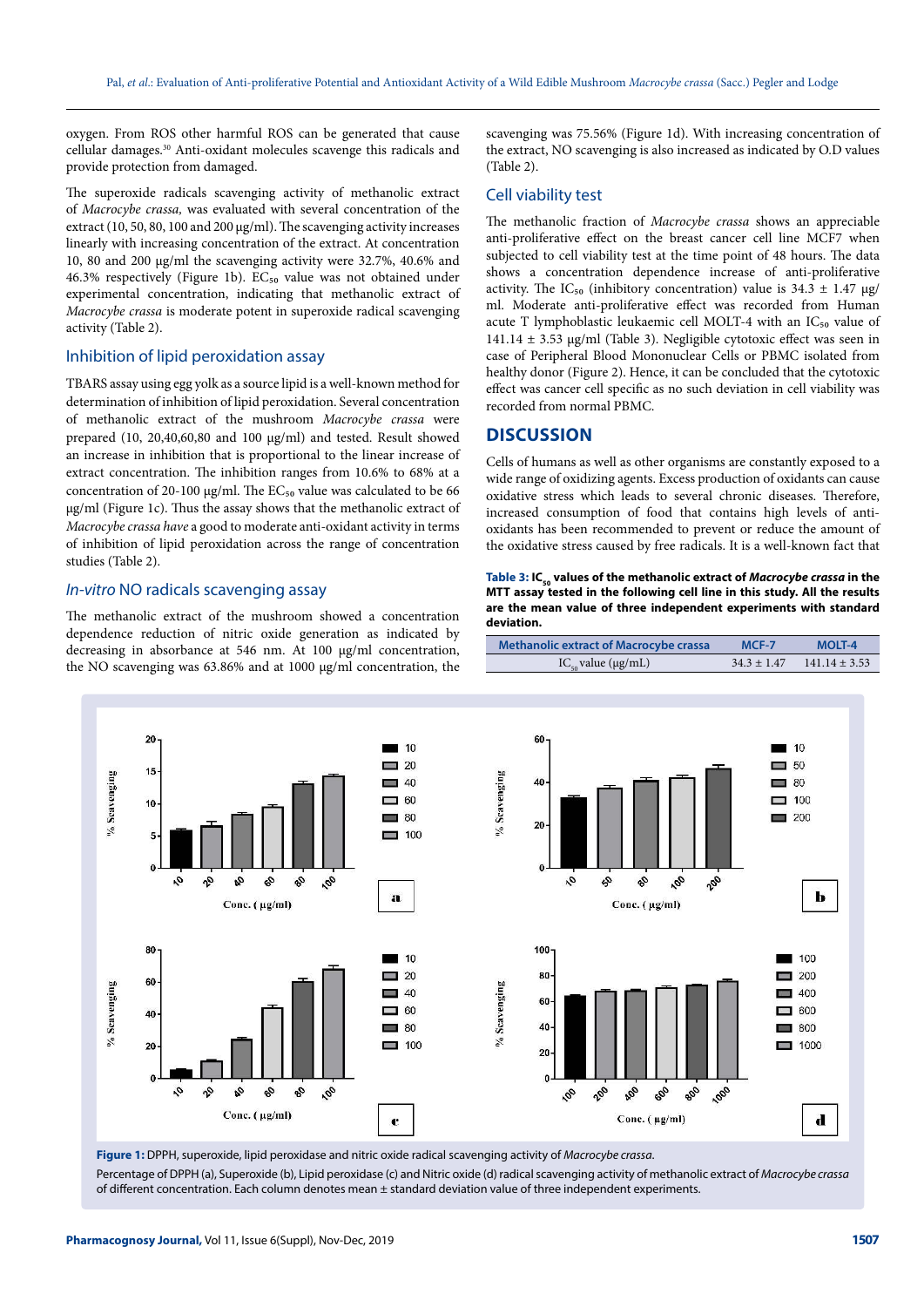oxygen. From ROS other harmful ROS can be generated that cause cellular damages.[30] Anti-oxidant molecules scavenge this radicals and provide protection from damaged.

The superoxide radicals scavenging activity of methanolic extract of *Macrocybe crassa,* was evaluated with several concentration of the extract (10, 50, 80, 100 and 200 μg/ml). The scavenging activity increases linearly with increasing concentration of the extract. At concentration 10, 80 and 200 μg/ml the scavenging activity were 32.7%, 40.6% and 46.3% respectively (Figure 1b). $EC_{50}$ value was not obtained under experimental concentration, indicating that methanolic extract of *Macrocybe crassa* is moderate potent in superoxide radical scavenging activity (Table 2).

## Inhibition of lipid peroxidation assay

TBARS assay using egg yolk as a source lipid is a well-known method for determination of inhibition of lipid peroxidation. Several concentration of methanolic extract of the mushroom *Macrocybe crassa* were prepared (10, 20,40,60,80 and 100 μg/ml) and tested. Result showed an increase in inhibition that is proportional to the linear increase of extract concentration. The inhibition ranges from 10.6% to 68% at a concentration of 20-100 μg/ml. The $EC_{50}$ value was calculated to be 66 μg/ml (Figure 1c). Thus the assay shows that the methanolic extract of *Macrocybe crassa have* a good to moderate anti-oxidant activity in terms of inhibition of lipid peroxidation across the range of concentration studies (Table 2).

## *In-vitro* NO radicals scavenging assay

The methanolic extract of the mushroom showed a concentration dependence reduction of nitric oxide generation as indicated by decreasing in absorbance at 546 nm. At 100 μg/ml concentration, the NO scavenging was 63.86% and at 1000 μg/ml concentration, the scavenging was 75.56% (Figure 1d). With increasing concentration of the extract, NO scavenging is also increased as indicated by O.D values (Table 2).

## Cell viability test

The methanolic fraction of *Macrocybe crassa* shows an appreciable anti-proliferative effect on the breast cancer cell line MCF7 when subjected to cell viability test at the time point of 48 hours. The data shows a concentration dependence increase of anti-proliferative activity. The $IC_{50}$ (inhibitory concentration) value is 34.3 ± 1.47 μg/ml. Moderate anti-proliferative effect was recorded from Human acute T lymphoblastic leukaemic cell MOLT-4 with an $IC_{50}$ value of 141.14 ± 3.53 μg/ml (Table 3). Negligible cytotoxic effect was seen in case of Peripheral Blood Mononuclear Cells or PBMC isolated from healthy donor (Figure 2). Hence, it can be concluded that the cytotoxic effect was cancer cell specific as no such deviation in cell viability was recorded from normal PBMC.

# DISCUSSION

Cells of humans as well as other organisms are constantly exposed to a wide range of oxidizing agents. Excess production of oxidants can cause oxidative stress which leads to several chronic diseases. Therefore, increased consumption of food that contains high levels of anti-oxidants has been recommended to prevent or reduce the amount of the oxidative stress caused by free radicals. It is a well-known fact that

**Table 3: $IC_{50}$ values of the methanolic extract of *Macrocybe crassa* in the MTT assay tested in the following cell line in this study. All the results are the mean value of three independent experiments with standard deviation.**

| Methanolic extract of Macrocybe crassa | MCF-7 | MOLT-4 |
|---|---|---|
| $IC_{50}$ value (μg/mL) | 34.3 ± 1.47 | 141.14 ± 3.53 |

**Figure 1:** DPPH, superoxide, lipid peroxidase and nitric oxide radical scavenging activity of *Macrocybe crassa*.

Percentage of DPPH (a), Superoxide (b), Lipid peroxidase (c) and Nitric oxide (d) radical scavenging activity of methanolic extract of *Macrocybe crassa* of different concentration. Each column denotes mean ± standard deviation value of three independent experiments.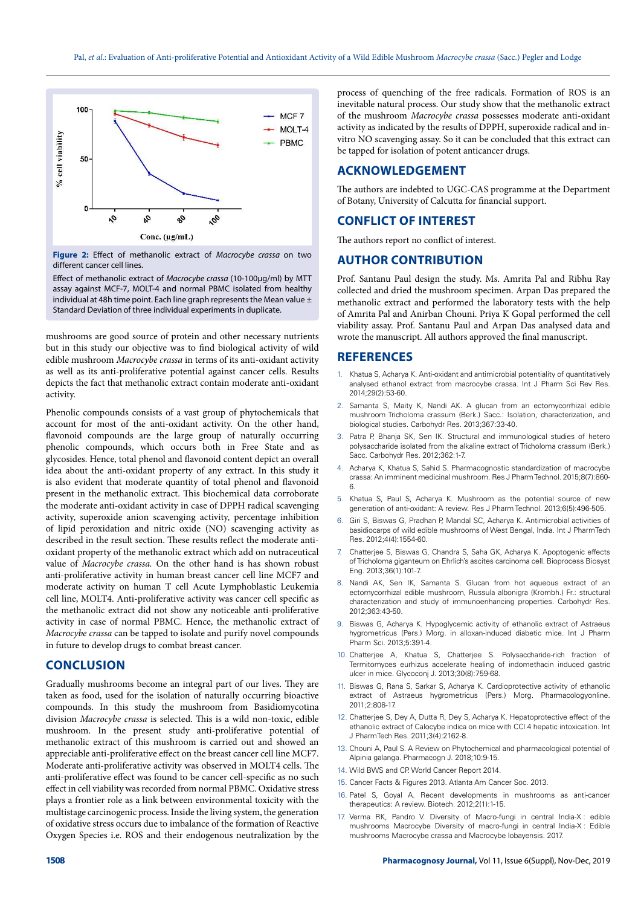**Figure 2:** Effect of methanolic extract of *Macrocybe crassa* on two different cancer cell lines.

Effect of methanolic extract of *Macrocybe crassa* (10-100μg/ml) by MTT assay against MCF-7, MOLT-4 and normal PBMC isolated from healthy individual at 48h time point. Each line graph represents the Mean value ± Standard Deviation of three individual experiments in duplicate.

mushrooms are good source of protein and other necessary nutrients but in this study our objective was to find biological activity of wild edible mushroom *Macrocybe crassa* in terms of its anti-oxidant activity as well as its anti-proliferative potential against cancer cells. Results depicts the fact that methanolic extract contain moderate anti-oxidant activity.

Phenolic compounds consists of a vast group of phytochemicals that account for most of the anti-oxidant activity. On the other hand, flavonoid compounds are the large group of naturally occurring phenolic compounds, which occurs both in Free State and as glycosides. Hence, total phenol and flavonoid content depict an overall idea about the anti-oxidant property of any extract. In this study it is also evident that moderate quantity of total phenol and flavonoid present in the methanolic extract. This biochemical data corroborate the moderate anti-oxidant activity in case of DPPH radical scavenging activity, superoxide anion scavenging activity, percentage inhibition of lipid peroxidation and nitric oxide (NO) scavenging activity as described in the result section. These results reflect the moderate anti-oxidant property of the methanolic extract which add on nutraceutical value of *Macrocybe crassa.* On the other hand is has shown robust anti-proliferative activity in human breast cancer cell line MCF7 and moderate activity on human T cell Acute Lymphoblastic Leukemia cell line, MOLT4. Anti-proliferative activity was cancer cell specific as the methanolic extract did not show any noticeable anti-proliferative activity in case of normal PBMC. Hence, the methanolic extract of *Macrocybe crassa* can be tapped to isolate and purify novel compounds in future to develop drugs to combat breast cancer.

## CONCLUSION

Gradually mushrooms become an integral part of our lives. They are taken as food, used for the isolation of naturally occurring bioactive compounds. In this study the mushroom from Basidiomycotina division *Macrocybe crassa* is selected. This is a wild non-toxic, edible mushroom. In the present study anti-proliferative potential of methanolic extract of this mushroom is carried out and showed an appreciable anti-proliferative effect on the breast cancer cell line MCF7. Moderate anti-proliferative activity was observed in MOLT4 cells. The anti-proliferative effect was found to be cancer cell-specific as no such effect in cell viability was recorded from normal PBMC. Oxidative stress plays a frontier role as a link between environmental toxicity with the multistage carcinogenic process. Inside the living system, the generation of oxidative stress occurs due to imbalance of the formation of Reactive Oxygen Species i.e. ROS and their endogenous neutralization by the process of quenching of the free radicals. Formation of ROS is an inevitable natural process. Our study show that the methanolic extract of the mushroom *Macrocybe crassa* possesses moderate anti-oxidant activity as indicated by the results of DPPH, superoxide radical and in-vitro NO scavenging assay. So it can be concluded that this extract can be tapped for isolation of potent anticancer drugs.

## ACKNOWLEDGEMENT

The authors are indebted to UGC-CAS programme at the Department of Botany, University of Calcutta for financial support.

## CONFLICT OF INTEREST

The authors report no conflict of interest.

## AUTHOR CONTRIBUTION

Prof. Santanu Paul design the study. Ms. Amrita Pal and Ribhu Ray collected and dried the mushroom specimen. Arpan Das prepared the methanolic extract and performed the laboratory tests with the help of Amrita Pal and Anirban Chouni. Priya K Gopal performed the cell viability assay. Prof. Santanu Paul and Arpan Das analysed data and wrote the manuscript. All authors approved the final manuscript.

## REFERENCES

1. Khatua S, Acharya K. Anti-oxidant and antimicrobial potentiality of quantitatively analysed ethanol extract from macrocybe crassa. Int J Pharm Sci Rev Res. 2014;29(2):53-60.
2. Samanta S, Maity K, Nandi AK. A glucan from an ectomycorrhizal edible mushroom Tricholoma crassum (Berk.) Sacc.: Isolation, characterization, and biological studies. Carbohydr Res. 2013;367:33-40.
3. Patra P, Bhanja SK, Sen IK. Structural and immunological studies of hetero polysaccharide isolated from the alkaline extract of Tricholoma crassum (Berk.) Sacc. Carbohydr Res. 2012;362:1-7.
4. Acharya K, Khatua S, Sahid S. Pharmacognostic standardization of macrocybe crassa: An imminent medicinal mushroom. Res J Pharm Technol. 2015;8(7):860-6.
5. Khatua S, Paul S, Acharya K. Mushroom as the potential source of new generation of anti-oxidant: A review. Res J Pharm Technol. 2013;6(5):496-505.
6. Giri S, Biswas G, Pradhan P, Mandal SC, Acharya K. Antimicrobial activities of basidiocarps of wild edible mushrooms of West Bengal, India. Int J PharmTech Res. 2012;4(4):1554-60.
7. Chatterjee S, Biswas G, Chandra S, Saha GK, Acharya K. Apoptogenic effects of Tricholoma giganteum on Ehrlich's ascites carcinoma cell. Bioprocess Biosyst Eng. 2013;36(1):101-7.
8. Nandi AK, Sen IK, Samanta S. Glucan from hot aqueous extract of an ectomycorrhizal edible mushroom, Russula albonigra (Krombh.) Fr.: structural characterization and study of immunoenhancing properties. Carbohydr Res. 2012;363:43-50.
9. Biswas G, Acharya K. Hypoglycemic activity of ethanolic extract of Astraeus hygrometricus (Pers.) Morg. in alloxan-induced diabetic mice. Int J Pharm Pharm Sci. 2013;5:391-4.
10. Chatterjee A, Khatua S, Chatterjee S. Polysaccharide-rich fraction of Termitomyces eurhizus accelerate healing of indomethacin induced gastric ulcer in mice. Glycoconj J. 2013;30(8):759-68.
11. Biswas G, Rana S, Sarkar S, Acharya K. Cardioprotective activity of ethanolic extract of Astraeus hygrometricus (Pers.) Morg. Pharmacologyonline. 2011;2:808-17.
12. Chatterjee S, Dey A, Dutta R, Dey S, Acharya K. Hepatoprotective effect of the ethanolic extract of Calocybe indica on mice with CCl 4 hepatic intoxication. Int J PharmTech Res. 2011;3(4):2162-8.
13. Chouni A, Paul S. A Review on Phytochemical and pharmacological potential of Alpinia galanga. Pharmacogn J. 2018;10:9-15.
14. Wild BWS and CP. World Cancer Report 2014.
15. Cancer Facts & Figures 2013. Atlanta Am Cancer Soc. 2013.
16. Patel S, Goyal A. Recent developments in mushrooms as anti-cancer therapeutics: A review. Biotech. 2012;2(1):1-15.
17. Verma RK, Pandro V. Diversity of Macro-fungi in central India-X : edible mushrooms Macrocybe Diversity of macro-fungi in central India-X : Edible mushrooms Macrocybe crassa and Macrocybe lobayensis. 2017.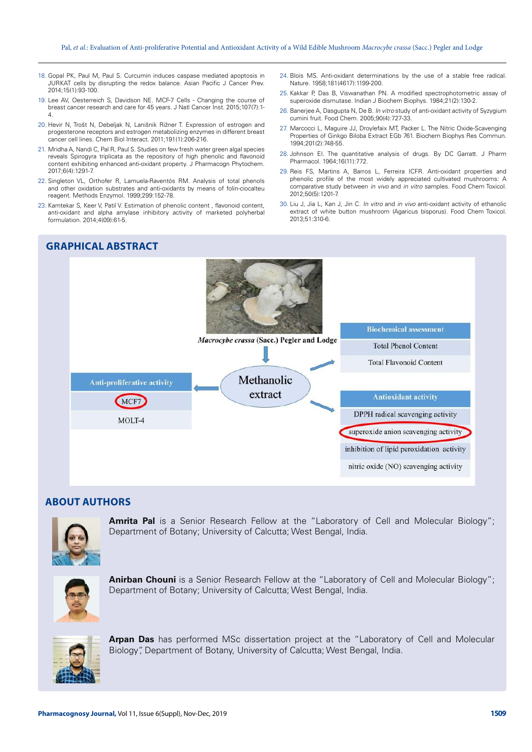18. Gopal PK, Paul M, Paul S. Curcumin induces caspase mediated apoptosis in JURKAT cells by disrupting the redox balance. Asian Pacific J Cancer Prev. 2014;15(1):93-100.
19. Lee AV, Oesterreich S, Davidson NE. MCF-7 Cells - Changing the course of breast cancer research and care for 45 years. J Natl Cancer Inst. 2015;107(7):1-4.
20. Hevir N, Trošt N, Debeljak N, Lanišnik Rižner T. Expression of estrogen and progesterone receptors and estrogen metabolizing enzymes in different breast cancer cell lines. Chem Biol Interact. 2011;191(1):206-216.
21. Mridha A, Nandi C, Pal R, Paul S. Studies on few fresh water green algal species reveals Spirogyra triplicata as the repository of high phenolic and flavonoid content exhibiting enhanced anti-oxidant property. J Pharmacogn Phytochem. 2017;6(4):1291-7.
22. Singleton VL, Orthofer R, Lamuela-Raventós RM. Analysis of total phenols and other oxidation substrates and anti-oxidants by means of folin-ciocalteu reagent. Methods Enzymol. 1999;299:152-78.
23. Kamtekar S, Keer V, Patil V. Estimation of phenolic content , flavonoid content, anti-oxidant and alpha amylase inhibitory activity of marketed polyherbal formulation. 2014;4(09):61-5.
24. Blois MS. Anti-oxidant determinations by the use of a stable free radical. Nature. 1958;181(4617):1199-200.
25. Kakkar P, Das B, Viswanathan PN. A modified spectrophotometric assay of superoxide dismutase. Indian J Biochem Biophys. 1984;21(2):130-2.
26. Banerjee A, Dasgupta N, De B. *In vitro* study of anti-oxidant activity of Syzygium cumini fruit. Food Chem. 2005;90(4):727-33.
27. Marcocci L, Maguire JJ, Droylefaix MT, Packer L. The Nitric Oxide-Scavenging Properties of Ginkgo Biloba Extract EGb 761. Biochem Biophys Res Commun. 1994;201(2):748-55.
28. Johnson EI. The quantitative analysis of drugs. By DC Garratt. J Pharm Pharmacol. 1964;16(11):772.
29. Reis FS, Martins A, Barros L, Ferreira ICFR. Anti-oxidant properties and phenolic profile of the most widely appreciated cultivated mushrooms: A comparative study between *in vivo* and *in vitro* samples. Food Chem Toxicol. 2012;50(5):1201-7.
30. Liu J, Jia L, Kan J, Jin C. *In vitro* and *in vivo* anti-oxidant activity of ethanolic extract of white button mushroom (Agaricus bisporus). Food Chem Toxicol. 2013;51:310-6.

## GRAPHICAL ABSTRACT

*Macrocybe crassa* (Sacc.) Pegler and Lodge

Methanolic extract

Anti-proliferative activity
- MCF7
- MOLT-4

Biochemical assessment
- Total Phenol Content
- Total Flavonoid Content

Antioxidant activity
- DPPH radical scavenging activity
- superoxide anion scavenging activity
- inhibition of lipid peroxidation activity
- nitric oxide (NO) scavenging activity

## ABOUT AUTHORS

**Amrita Pal** is a Senior Research Fellow at the "Laboratory of Cell and Molecular Biology"; Department of Botany; University of Calcutta; West Bengal, India.

**Anirban Chouni** is a Senior Research Fellow at the "Laboratory of Cell and Molecular Biology"; Department of Botany; University of Calcutta; West Bengal, India.

**Arpan Das** has performed MSc dissertation project at the "Laboratory of Cell and Molecular Biology", Department of Botany, University of Calcutta; West Bengal, India.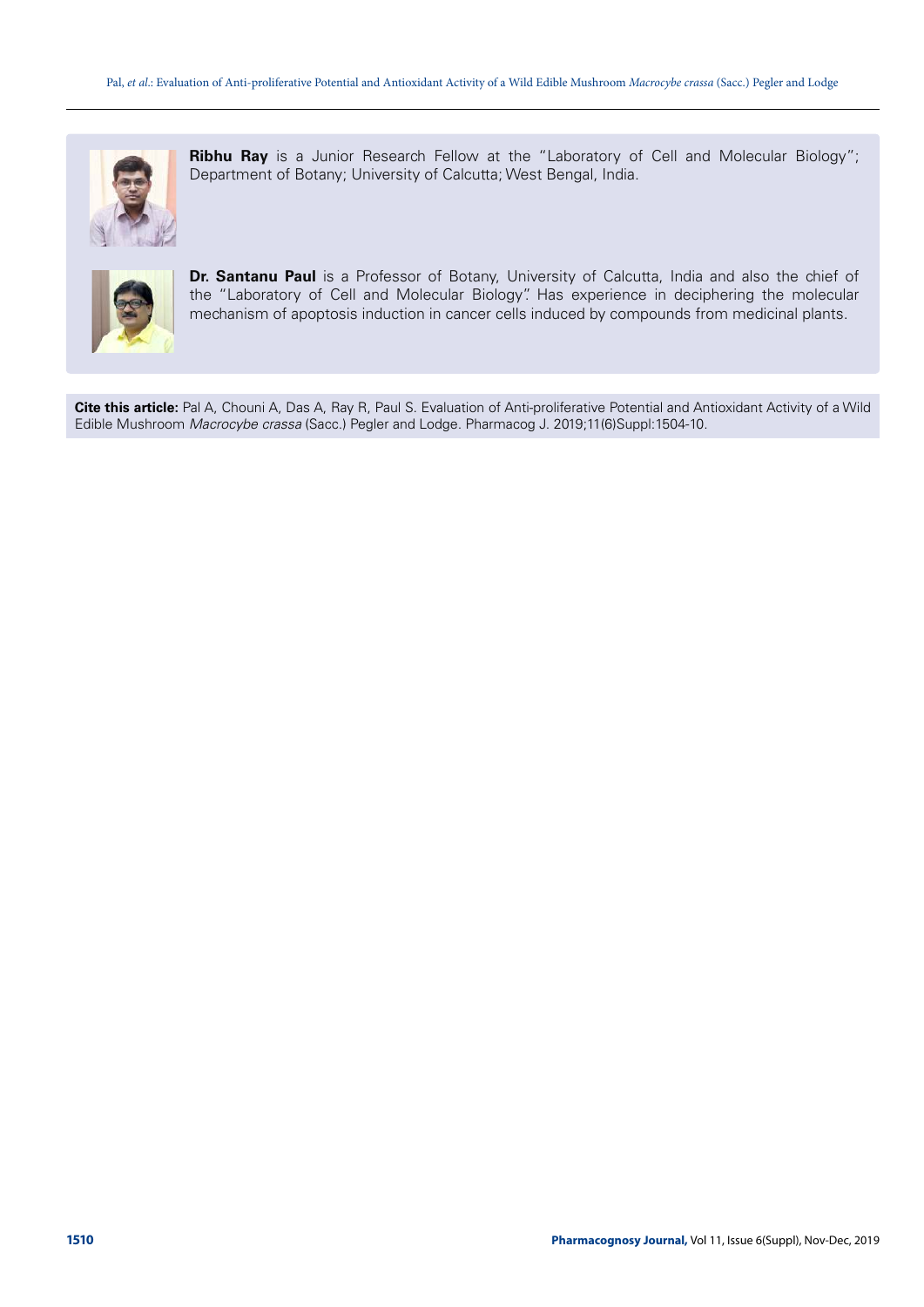**Ribhu Ray** is a Junior Research Fellow at the "Laboratory of Cell and Molecular Biology"; Department of Botany; University of Calcutta; West Bengal, India.

**Dr. Santanu Paul** is a Professor of Botany, University of Calcutta, India and also the chief of the "Laboratory of Cell and Molecular Biology". Has experience in deciphering the molecular mechanism of apoptosis induction in cancer cells induced by compounds from medicinal plants.

**Cite this article:** Pal A, Chouni A, Das A, Ray R, Paul S. Evaluation of Anti-proliferative Potential and Antioxidant Activity of a Wild Edible Mushroom *Macrocybe crassa* (Sacc.) Pegler and Lodge. Pharmacog J. 2019;11(6)Suppl:1504-10.